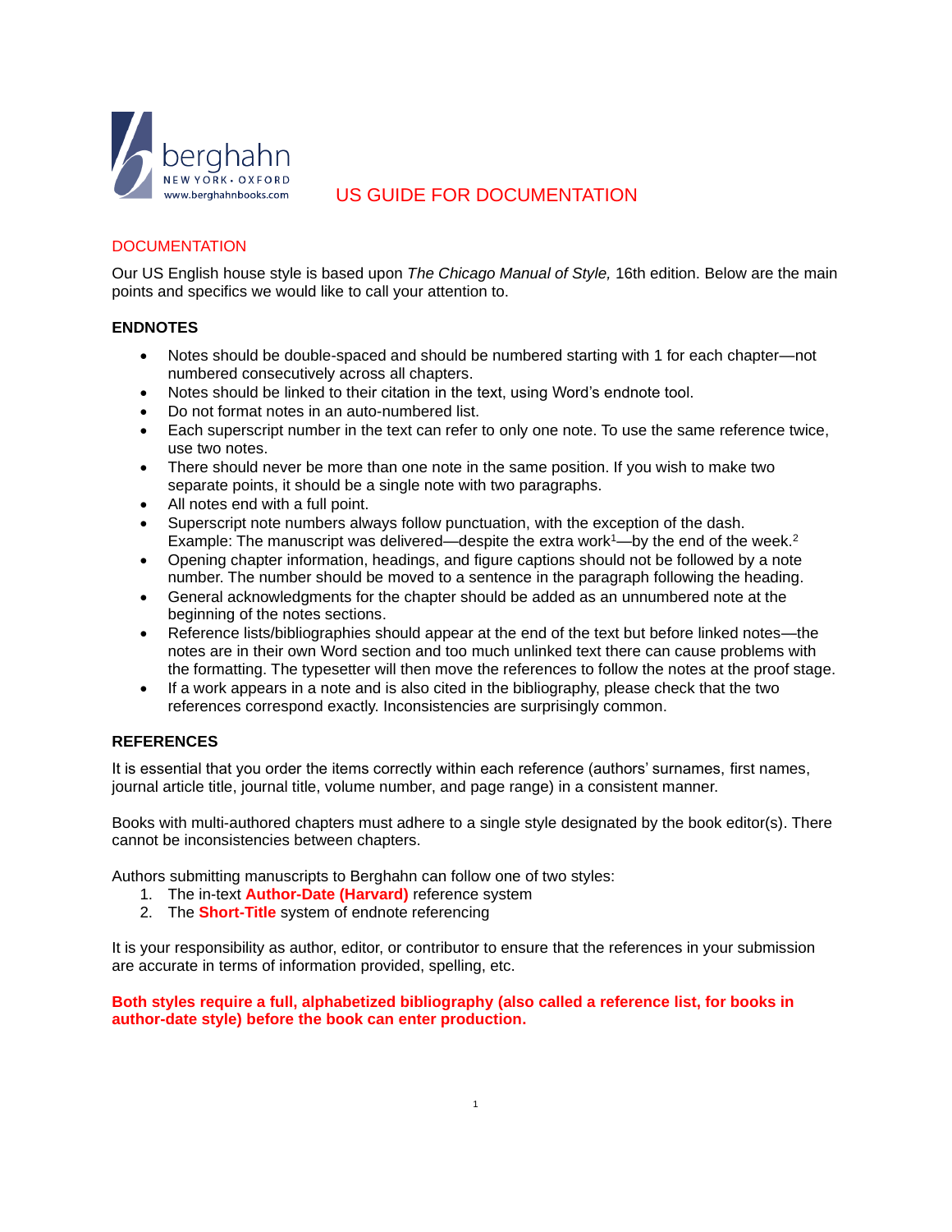berghahn
NEW YORK • OXFORD
www.berghahnbooks.com

# US GUIDE FOR DOCUMENTATION

## DOCUMENTATION

Our US English house style is based upon *The Chicago Manual of Style,* 16th edition. Below are the main points and specifics we would like to call your attention to.

### ENDNOTES

- Notes should be double-spaced and should be numbered starting with 1 for each chapter—not numbered consecutively across all chapters.
- Notes should be linked to their citation in the text, using Word's endnote tool.
- Do not format notes in an auto-numbered list.
- Each superscript number in the text can refer to only one note. To use the same reference twice, use two notes.
- There should never be more than one note in the same position. If you wish to make two separate points, it should be a single note with two paragraphs.
- All notes end with a full point.
- Superscript note numbers always follow punctuation, with the exception of the dash. Example: The manuscript was delivered—despite the extra work[1]—by the end of the week.[2]
- Opening chapter information, headings, and figure captions should not be followed by a note number. The number should be moved to a sentence in the paragraph following the heading.
- General acknowledgments for the chapter should be added as an unnumbered note at the beginning of the notes sections.
- Reference lists/bibliographies should appear at the end of the text but before linked notes—the notes are in their own Word section and too much unlinked text there can cause problems with the formatting. The typesetter will then move the references to follow the notes at the proof stage.
- If a work appears in a note and is also cited in the bibliography, please check that the two references correspond exactly. Inconsistencies are surprisingly common.

### REFERENCES

It is essential that you order the items correctly within each reference (authors' surnames, first names, journal article title, journal title, volume number, and page range) in a consistent manner.

Books with multi-authored chapters must adhere to a single style designated by the book editor(s). There cannot be inconsistencies between chapters.

Authors submitting manuscripts to Berghahn can follow one of two styles:

1. The in-text **Author-Date (Harvard)** reference system
2. The **Short-Title** system of endnote referencing

It is your responsibility as author, editor, or contributor to ensure that the references in your submission are accurate in terms of information provided, spelling, etc.

**Both styles require a full, alphabetized bibliography (also called a reference list, for books in author-date style) before the book can enter production.**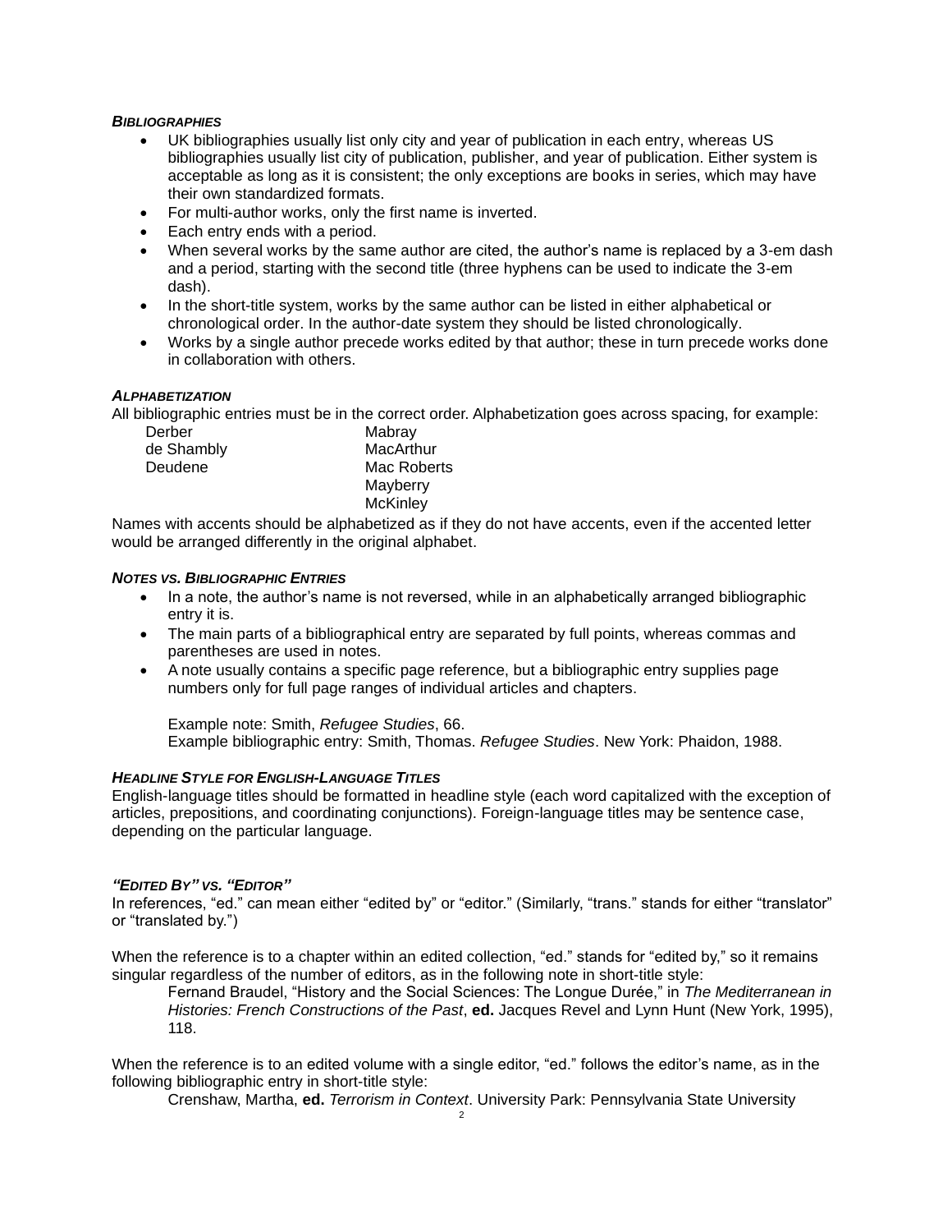***Bibliographies***

- UK bibliographies usually list only city and year of publication in each entry, whereas US bibliographies usually list city of publication, publisher, and year of publication. Either system is acceptable as long as it is consistent; the only exceptions are books in series, which may have their own standardized formats.
- For multi-author works, only the first name is inverted.
- Each entry ends with a period.
- When several works by the same author are cited, the author's name is replaced by a 3-em dash and a period, starting with the second title (three hyphens can be used to indicate the 3-em dash).
- In the short-title system, works by the same author can be listed in either alphabetical or chronological order. In the author-date system they should be listed chronologically.
- Works by a single author precede works edited by that author; these in turn precede works done in collaboration with others.

***Alphabetization***

All bibliographic entries must be in the correct order. Alphabetization goes across spacing, for example:

| | |
|---|---|
| Derber | Mabray |
| de Shambly | MacArthur |
| Deudene | Mac Roberts |
| | Mayberry |
| | McKinley |

Names with accents should be alphabetized as if they do not have accents, even if the accented letter would be arranged differently in the original alphabet.

***Notes vs. Bibliographic Entries***

- In a note, the author's name is not reversed, while in an alphabetically arranged bibliographic entry it is.
- The main parts of a bibliographical entry are separated by full points, whereas commas and parentheses are used in notes.
- A note usually contains a specific page reference, but a bibliographic entry supplies page numbers only for full page ranges of individual articles and chapters.

  Example note: Smith, *Refugee Studies*, 66.
  Example bibliographic entry: Smith, Thomas. *Refugee Studies*. New York: Phaidon, 1988.

***Headline Style for English-Language Titles***

English-language titles should be formatted in headline style (each word capitalized with the exception of articles, prepositions, and coordinating conjunctions). Foreign-language titles may be sentence case, depending on the particular language.

***"Edited By" vs. "Editor"***

In references, "ed." can mean either "edited by" or "editor." (Similarly, "trans." stands for either "translator" or "translated by.")

When the reference is to a chapter within an edited collection, "ed." stands for "edited by," so it remains singular regardless of the number of editors, as in the following note in short-title style:

> Fernand Braudel, "History and the Social Sciences: The Longue Durée," in *The Mediterranean in Histories: French Constructions of the Past*, **ed.** Jacques Revel and Lynn Hunt (New York, 1995), 118.

When the reference is to an edited volume with a single editor, "ed." follows the editor's name, as in the following bibliographic entry in short-title style:

> Crenshaw, Martha, **ed.** *Terrorism in Context*. University Park: Pennsylvania State University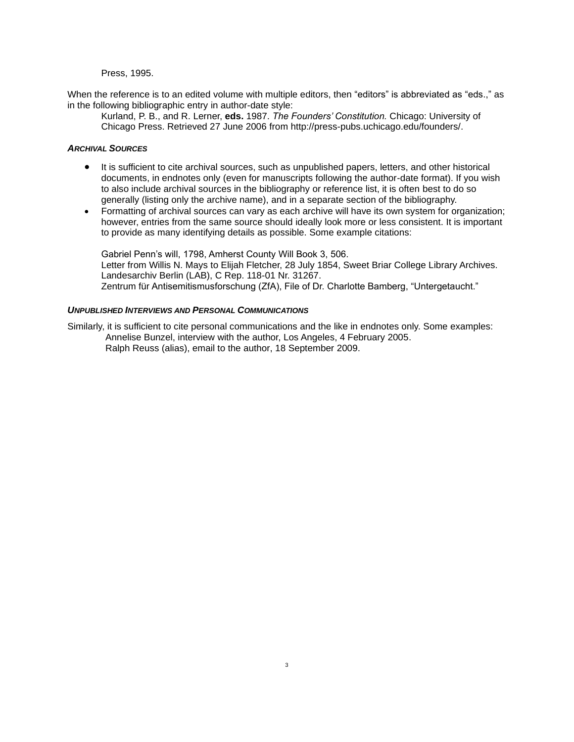Press, 1995.

When the reference is to an edited volume with multiple editors, then "editors" is abbreviated as "eds.," as in the following bibliographic entry in author-date style:

> Kurland, P. B., and R. Lerner, **eds.** 1987. *The Founders' Constitution.* Chicago: University of Chicago Press. Retrieved 27 June 2006 from http://press-pubs.uchicago.edu/founders/.

#### *ARCHIVAL SOURCES*

- It is sufficient to cite archival sources, such as unpublished papers, letters, and other historical documents, in endnotes only (even for manuscripts following the author-date format). If you wish to also include archival sources in the bibliography or reference list, it is often best to do so generally (listing only the archive name), and in a separate section of the bibliography.
- Formatting of archival sources can vary as each archive will have its own system for organization; however, entries from the same source should ideally look more or less consistent. It is important to provide as many identifying details as possible. Some example citations:

  Gabriel Penn's will, 1798, Amherst County Will Book 3, 506.
  Letter from Willis N. Mays to Elijah Fletcher, 28 July 1854, Sweet Briar College Library Archives.
  Landesarchiv Berlin (LAB), C Rep. 118-01 Nr. 31267.
  Zentrum für Antisemitismusforschung (ZfA), File of Dr. Charlotte Bamberg, "Untergetaucht."

#### *UNPUBLISHED INTERVIEWS AND PERSONAL COMMUNICATIONS*

Similarly, it is sufficient to cite personal communications and the like in endnotes only. Some examples:

> Annelise Bunzel, interview with the author, Los Angeles, 4 February 2005.
> Ralph Reuss (alias), email to the author, 18 September 2009.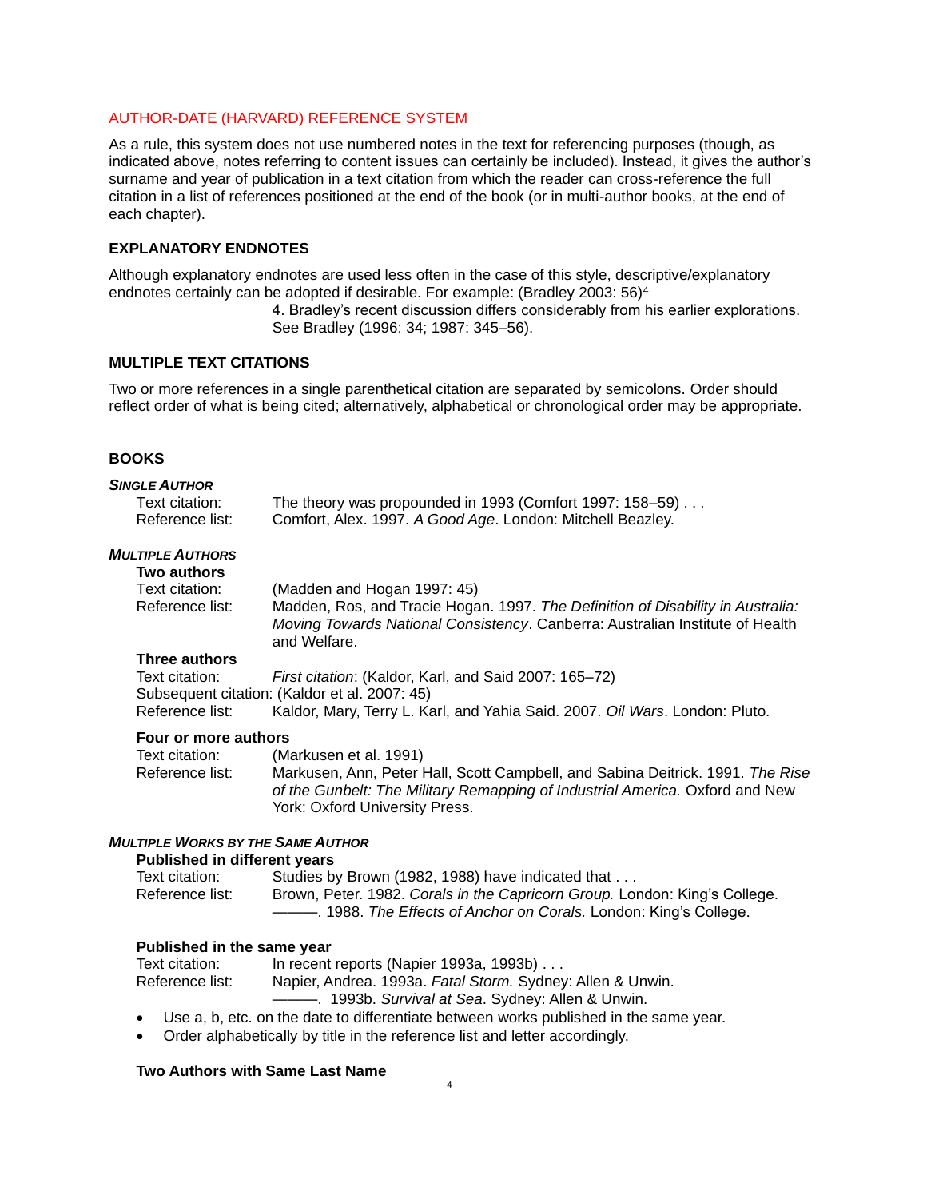## AUTHOR-DATE (HARVARD) REFERENCE SYSTEM

As a rule, this system does not use numbered notes in the text for referencing purposes (though, as indicated above, notes referring to content issues can certainly be included). Instead, it gives the author's surname and year of publication in a text citation from which the reader can cross-reference the full citation in a list of references positioned at the end of the book (or in multi-author books, at the end of each chapter).

### EXPLANATORY ENDNOTES

Although explanatory endnotes are used less often in the case of this style, descriptive/explanatory endnotes certainly can be adopted if desirable. For example: (Bradley 2003: 56)[4]

> 4. Bradley's recent discussion differs considerably from his earlier explorations. See Bradley (1996: 34; 1987: 345–56).

### MULTIPLE TEXT CITATIONS

Two or more references in a single parenthetical citation are separated by semicolons. Order should reflect order of what is being cited; alternatively, alphabetical or chronological order may be appropriate.

### BOOKS

#### *Single Author*

Text citation: The theory was propounded in 1993 (Comfort 1997: 158–59) . . .
Reference list: Comfort, Alex. 1997. *A Good Age*. London: Mitchell Beazley.

#### *Multiple Authors*

**Two authors**

Text citation: (Madden and Hogan 1997: 45)
Reference list: Madden, Ros, and Tracie Hogan. 1997. *The Definition of Disability in Australia: Moving Towards National Consistency*. Canberra: Australian Institute of Health and Welfare.

**Three authors**

Text citation: *First citation*: (Kaldor, Karl, and Said 2007: 165–72)
Subsequent citation: (Kaldor et al. 2007: 45)
Reference list: Kaldor, Mary, Terry L. Karl, and Yahia Said. 2007. *Oil Wars*. London: Pluto.

**Four or more authors**

Text citation: (Markusen et al. 1991)
Reference list: Markusen, Ann, Peter Hall, Scott Campbell, and Sabina Deitrick. 1991. *The Rise of the Gunbelt: The Military Remapping of Industrial America.* Oxford and New York: Oxford University Press.

#### *Multiple Works by the Same Author*

**Published in different years**

Text citation: Studies by Brown (1982, 1988) have indicated that . . .
Reference list: Brown, Peter. 1982. *Corals in the Capricorn Group.* London: King's College.
———. 1988. *The Effects of Anchor on Corals.* London: King's College.

**Published in the same year**

Text citation: In recent reports (Napier 1993a, 1993b) . . .
Reference list: Napier, Andrea. 1993a. *Fatal Storm.* Sydney: Allen & Unwin.
———. 1993b. *Survival at Sea*. Sydney: Allen & Unwin.

- Use a, b, etc. on the date to differentiate between works published in the same year.
- Order alphabetically by title in the reference list and letter accordingly.

**Two Authors with Same Last Name**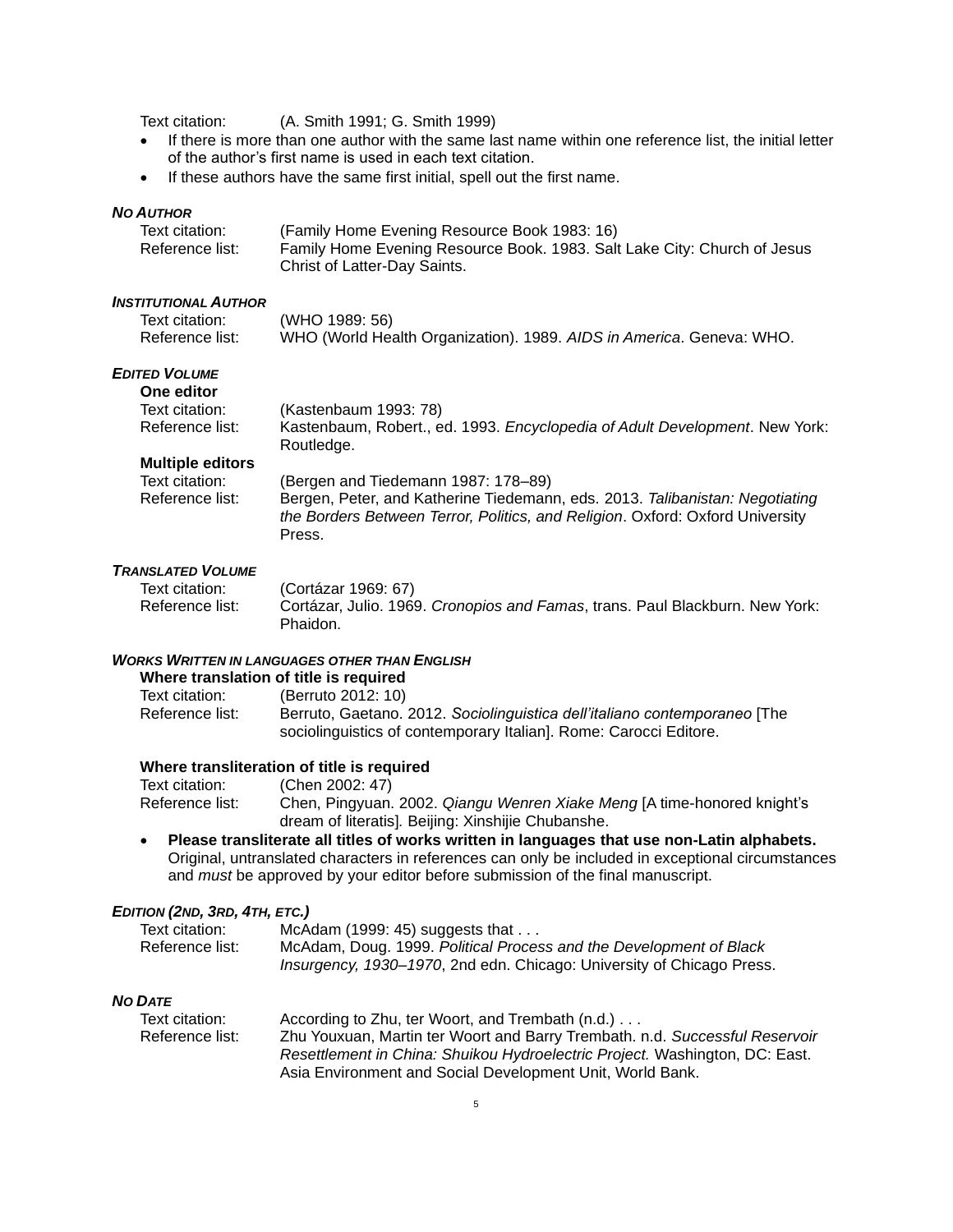Text citation: (A. Smith 1991; G. Smith 1999)

- If there is more than one author with the same last name within one reference list, the initial letter of the author's first name is used in each text citation.
- If these authors have the same first initial, spell out the first name.

***No Author***

Text citation: (Family Home Evening Resource Book 1983: 16)
Reference list: Family Home Evening Resource Book. 1983. Salt Lake City: Church of Jesus Christ of Latter-Day Saints.

***Institutional Author***

Text citation: (WHO 1989: 56)
Reference list: WHO (World Health Organization). 1989. *AIDS in America*. Geneva: WHO.

***Edited Volume***

**One editor**

Text citation: (Kastenbaum 1993: 78)
Reference list: Kastenbaum, Robert., ed. 1993. *Encyclopedia of Adult Development*. New York: Routledge.

**Multiple editors**

Text citation: (Bergen and Tiedemann 1987: 178–89)
Reference list: Bergen, Peter, and Katherine Tiedemann, eds. 2013. *Talibanistan: Negotiating the Borders Between Terror, Politics, and Religion*. Oxford: Oxford University Press.

***Translated Volume***

Text citation: (Cortázar 1969: 67)
Reference list: Cortázar, Julio. 1969. *Cronopios and Famas*, trans. Paul Blackburn. New York: Phaidon.

***Works Written in Languages Other Than English***

**Where translation of title is required**

Text citation: (Berruto 2012: 10)
Reference list: Berruto, Gaetano. 2012. *Sociolinguistica dell'italiano contemporaneo* [The sociolinguistics of contemporary Italian]. Rome: Carocci Editore.

**Where transliteration of title is required**

Text citation: (Chen 2002: 47)
Reference list: Chen, Pingyuan. 2002. *Qiangu Wenren Xiake Meng* [A time-honored knight's dream of literatis]. Beijing: Xinshijie Chubanshe.

- **Please transliterate all titles of works written in languages that use non-Latin alphabets.** Original, untranslated characters in references can only be included in exceptional circumstances and *must* be approved by your editor before submission of the final manuscript.

***Edition (2nd, 3rd, 4th, etc.)***

Text citation: McAdam (1999: 45) suggests that . . .
Reference list: McAdam, Doug. 1999. *Political Process and the Development of Black Insurgency, 1930–1970*, 2nd edn. Chicago: University of Chicago Press.

***No Date***

Text citation: According to Zhu, ter Woort, and Trembath (n.d.) . . .
Reference list: Zhu Youxuan, Martin ter Woort and Barry Trembath. n.d. *Successful Reservoir Resettlement in China: Shuikou Hydroelectric Project.* Washington, DC: East. Asia Environment and Social Development Unit, World Bank.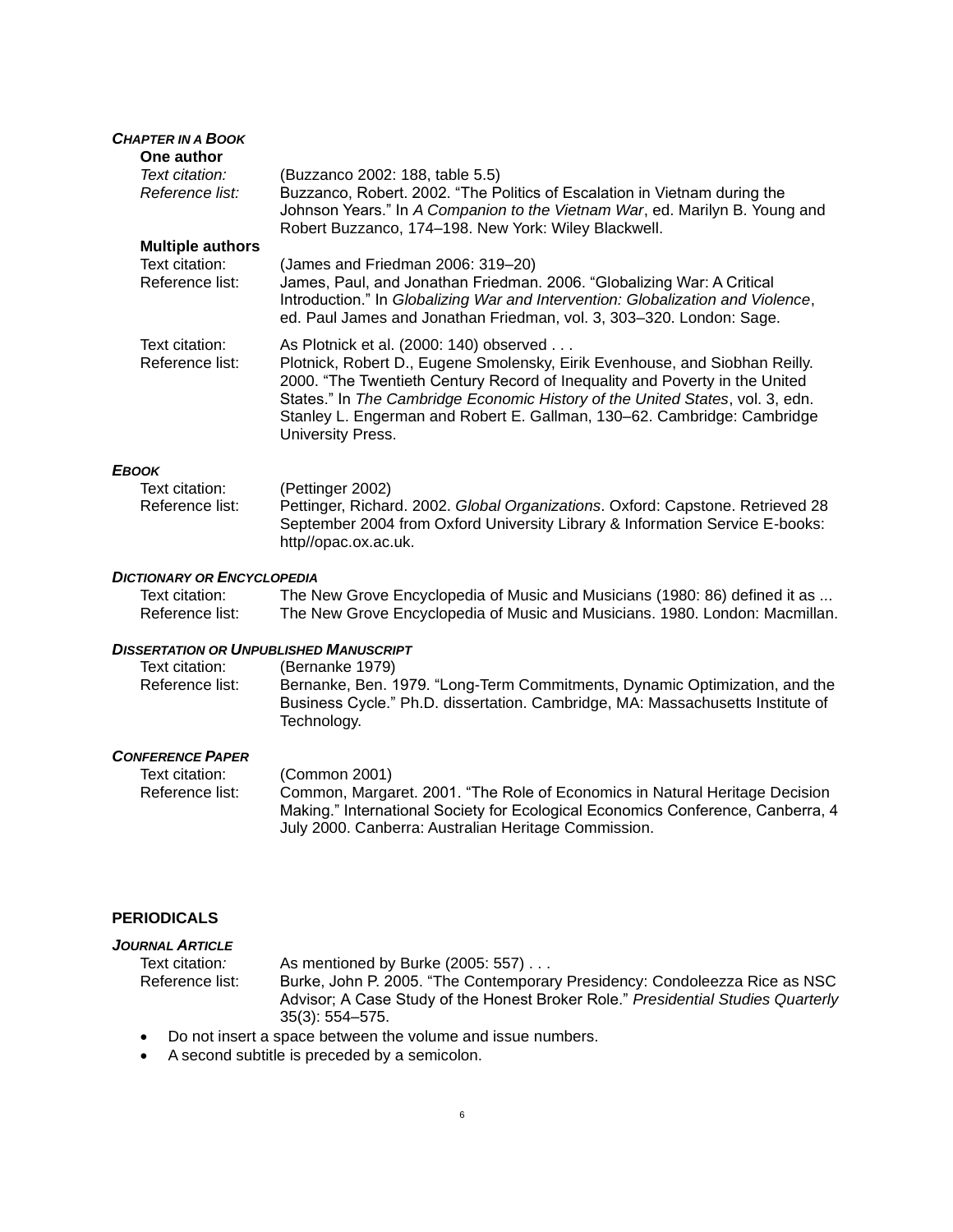***Chapter in a Book***

**One author**

*Text citation:* (Buzzanco 2002: 188, table 5.5)

*Reference list:* Buzzanco, Robert. 2002. "The Politics of Escalation in Vietnam during the Johnson Years." In *A Companion to the Vietnam War*, ed. Marilyn B. Young and Robert Buzzanco, 174–198. New York: Wiley Blackwell.

**Multiple authors**

Text citation: (James and Friedman 2006: 319–20)

Reference list: James, Paul, and Jonathan Friedman. 2006. "Globalizing War: A Critical Introduction." In *Globalizing War and Intervention: Globalization and Violence*, ed. Paul James and Jonathan Friedman, vol. 3, 303–320. London: Sage.

Text citation: As Plotnick et al. (2000: 140) observed . . .

Reference list: Plotnick, Robert D., Eugene Smolensky, Eirik Evenhouse, and Siobhan Reilly. 2000. "The Twentieth Century Record of Inequality and Poverty in the United States." In *The Cambridge Economic History of the United States*, vol. 3, edn. Stanley L. Engerman and Robert E. Gallman, 130–62. Cambridge: Cambridge University Press.

***Ebook***

Text citation: (Pettinger 2002)

Reference list: Pettinger, Richard. 2002. *Global Organizations*. Oxford: Capstone. Retrieved 28 September 2004 from Oxford University Library & Information Service E-books: http//opac.ox.ac.uk.

***Dictionary or Encyclopedia***

Text citation: The New Grove Encyclopedia of Music and Musicians (1980: 86) defined it as ...

Reference list: The New Grove Encyclopedia of Music and Musicians. 1980. London: Macmillan.

***Dissertation or Unpublished Manuscript***

Text citation: (Bernanke 1979)

Reference list: Bernanke, Ben. 1979. "Long-Term Commitments, Dynamic Optimization, and the Business Cycle." Ph.D. dissertation. Cambridge, MA: Massachusetts Institute of Technology.

***Conference Paper***

Text citation: (Common 2001)

Reference list: Common, Margaret. 2001. "The Role of Economics in Natural Heritage Decision Making." International Society for Ecological Economics Conference, Canberra, 4 July 2000. Canberra: Australian Heritage Commission.

## PERIODICALS

***Journal Article***

Text citation*:* As mentioned by Burke (2005: 557) . . .

Reference list: Burke, John P. 2005. "The Contemporary Presidency: Condoleezza Rice as NSC Advisor; A Case Study of the Honest Broker Role." *Presidential Studies Quarterly* 35(3): 554–575.

- Do not insert a space between the volume and issue numbers.
- A second subtitle is preceded by a semicolon.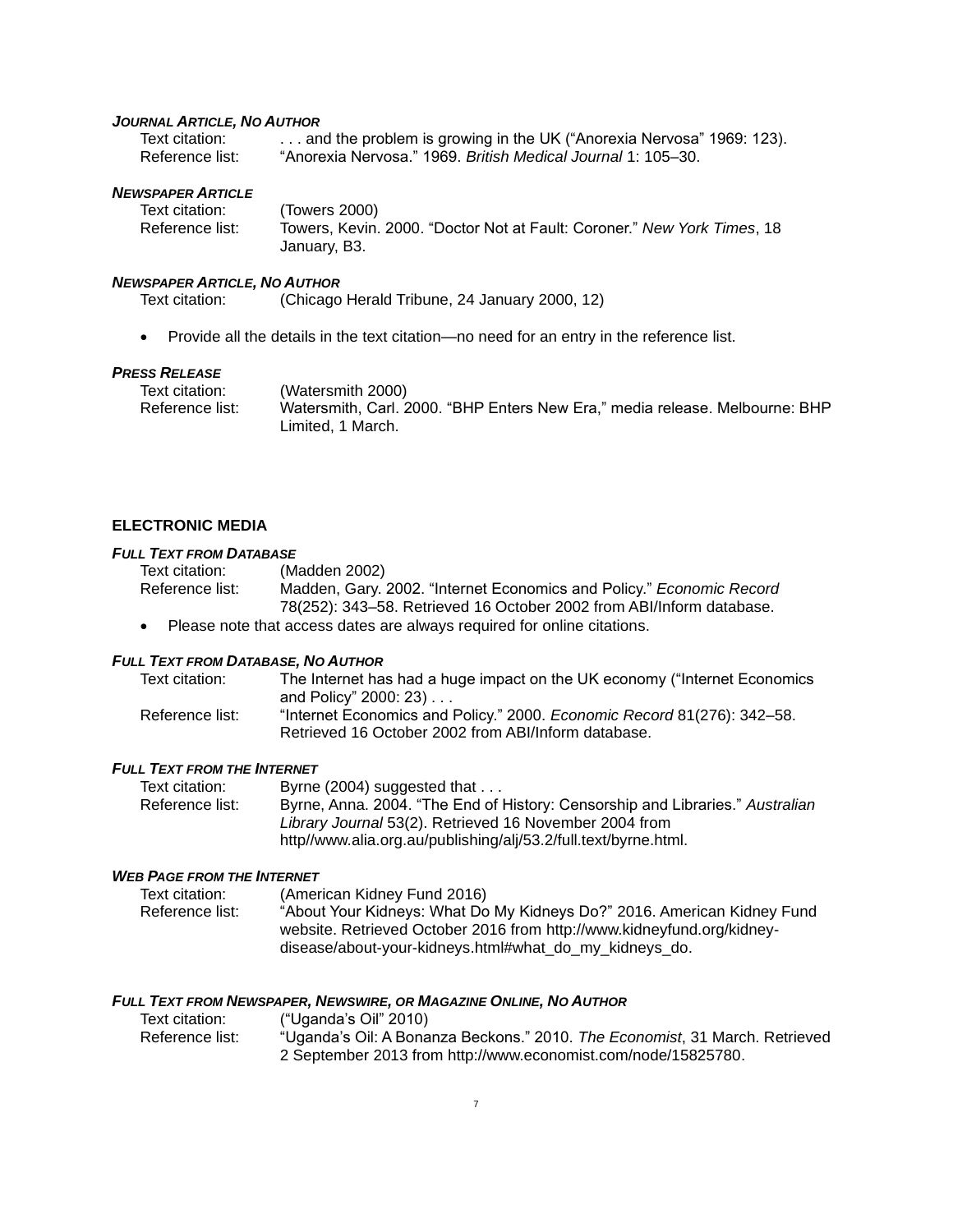***Journal Article, No Author***

Text citation: . . . and the problem is growing in the UK ("Anorexia Nervosa" 1969: 123).
Reference list: "Anorexia Nervosa." 1969. *British Medical Journal* 1: 105–30.

***Newspaper Article***

Text citation: (Towers 2000)
Reference list: Towers, Kevin. 2000. "Doctor Not at Fault: Coroner." *New York Times*, 18 January, B3.

***Newspaper Article, No Author***

Text citation: (Chicago Herald Tribune, 24 January 2000, 12)

- Provide all the details in the text citation—no need for an entry in the reference list.

***Press Release***

Text citation: (Watersmith 2000)
Reference list: Watersmith, Carl. 2000. "BHP Enters New Era," media release. Melbourne: BHP Limited, 1 March.

**ELECTRONIC MEDIA**

***Full Text from Database***

Text citation: (Madden 2002)
Reference list: Madden, Gary. 2002. "Internet Economics and Policy." *Economic Record* 78(252): 343–58. Retrieved 16 October 2002 from ABI/Inform database.

- Please note that access dates are always required for online citations.

***Full Text from Database, No Author***

Text citation: The Internet has had a huge impact on the UK economy ("Internet Economics and Policy" 2000: 23) . . .
Reference list: "Internet Economics and Policy." 2000. *Economic Record* 81(276): 342–58. Retrieved 16 October 2002 from ABI/Inform database.

***Full Text from the Internet***

Text citation: Byrne (2004) suggested that . . .
Reference list: Byrne, Anna. 2004. "The End of History: Censorship and Libraries." *Australian Library Journal* 53(2). Retrieved 16 November 2004 from http//www.alia.org.au/publishing/alj/53.2/full.text/byrne.html.

***Web Page from the Internet***

Text citation: (American Kidney Fund 2016)
Reference list: "About Your Kidneys: What Do My Kidneys Do?" 2016. American Kidney Fund website. Retrieved October 2016 from http://www.kidneyfund.org/kidney-disease/about-your-kidneys.html#what_do_my_kidneys_do.

***Full Text from Newspaper, Newswire, or Magazine Online, No Author***

Text citation: ("Uganda's Oil" 2010)
Reference list: "Uganda's Oil: A Bonanza Beckons." 2010. *The Economist*, 31 March. Retrieved 2 September 2013 from http://www.economist.com/node/15825780.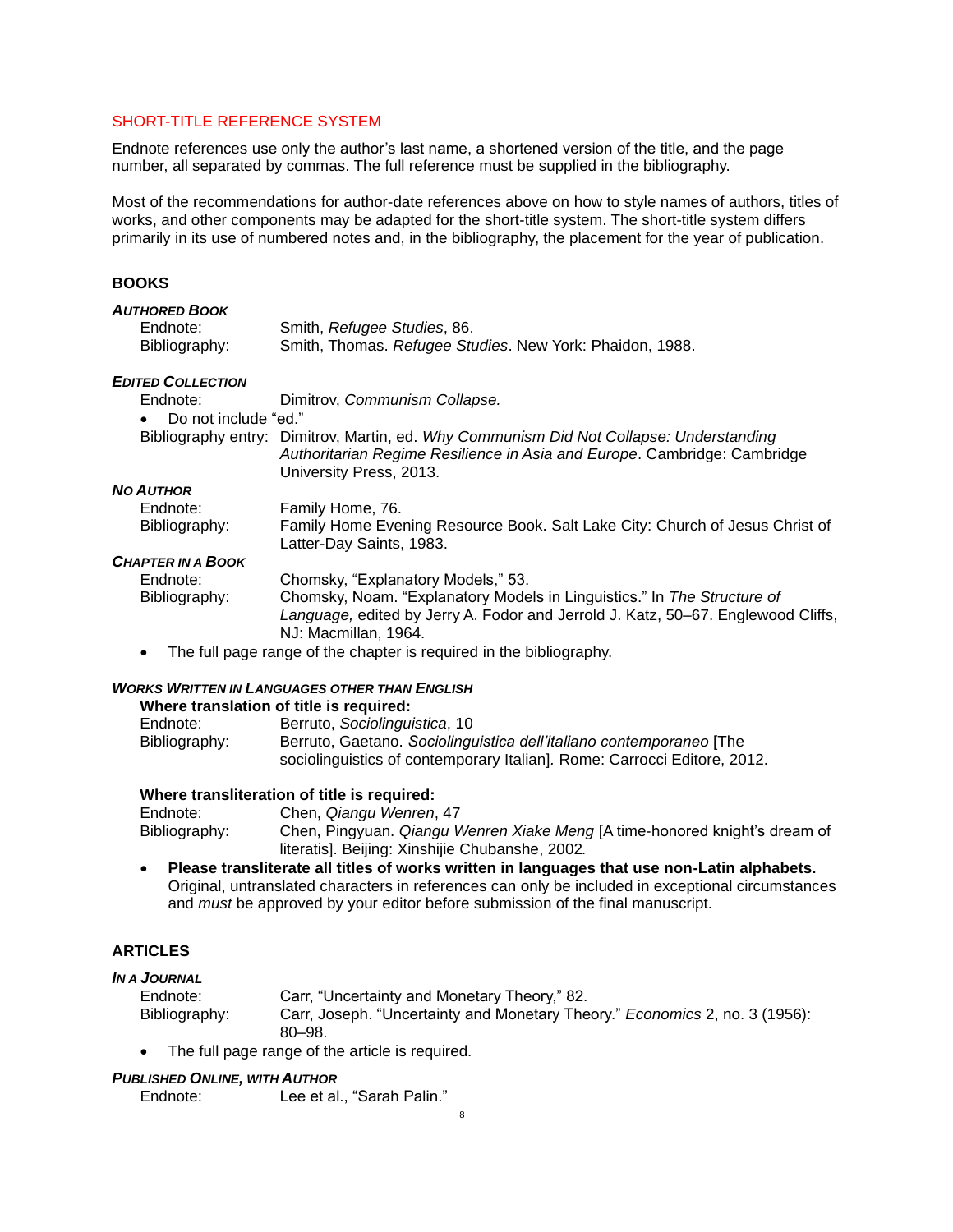## SHORT-TITLE REFERENCE SYSTEM

Endnote references use only the author's last name, a shortened version of the title, and the page number, all separated by commas. The full reference must be supplied in the bibliography.

Most of the recommendations for author-date references above on how to style names of authors, titles of works, and other components may be adapted for the short-title system. The short-title system differs primarily in its use of numbered notes and, in the bibliography, the placement for the year of publication.

### BOOKS

#### *AUTHORED BOOK*

Endnote: Smith, *Refugee Studies*, 86.

Bibliography: Smith, Thomas. *Refugee Studies*. New York: Phaidon, 1988.

#### *EDITED COLLECTION*

Endnote: Dimitrov, *Communism Collapse.*

- Do not include "ed."

Bibliography entry: Dimitrov, Martin, ed. *Why Communism Did Not Collapse: Understanding Authoritarian Regime Resilience in Asia and Europe*. Cambridge: Cambridge University Press, 2013.

#### *NO AUTHOR*

Endnote: Family Home, 76.

Bibliography: Family Home Evening Resource Book. Salt Lake City: Church of Jesus Christ of Latter-Day Saints, 1983.

#### *CHAPTER IN A BOOK*

Endnote: Chomsky, "Explanatory Models," 53.

Bibliography: Chomsky, Noam. "Explanatory Models in Linguistics." In *The Structure of Language,* edited by Jerry A. Fodor and Jerrold J. Katz, 50–67. Englewood Cliffs, NJ: Macmillan, 1964.

- The full page range of the chapter is required in the bibliography.

#### *WORKS WRITTEN IN LANGUAGES OTHER THAN ENGLISH*

**Where translation of title is required:**

Endnote: Berruto, *Sociolinguistica*, 10

Bibliography: Berruto, Gaetano. *Sociolinguistica dell'italiano contemporaneo* [The sociolinguistics of contemporary Italian]. Rome: Carrocci Editore, 2012.

**Where transliteration of title is required:**

Endnote: Chen, *Qiangu Wenren*, 47

Bibliography: Chen, Pingyuan. *Qiangu Wenren Xiake Meng* [A time-honored knight's dream of literatis]. Beijing: Xinshijie Chubanshe, 2002*.*

- **Please transliterate all titles of works written in languages that use non-Latin alphabets.** Original, untranslated characters in references can only be included in exceptional circumstances and *must* be approved by your editor before submission of the final manuscript.

### ARTICLES

#### *IN A JOURNAL*

Endnote: Carr, "Uncertainty and Monetary Theory," 82.

Bibliography: Carr, Joseph. "Uncertainty and Monetary Theory." *Economics* 2, no. 3 (1956): 80–98.

- The full page range of the article is required.

#### *PUBLISHED ONLINE, WITH AUTHOR*

Endnote: Lee et al., "Sarah Palin."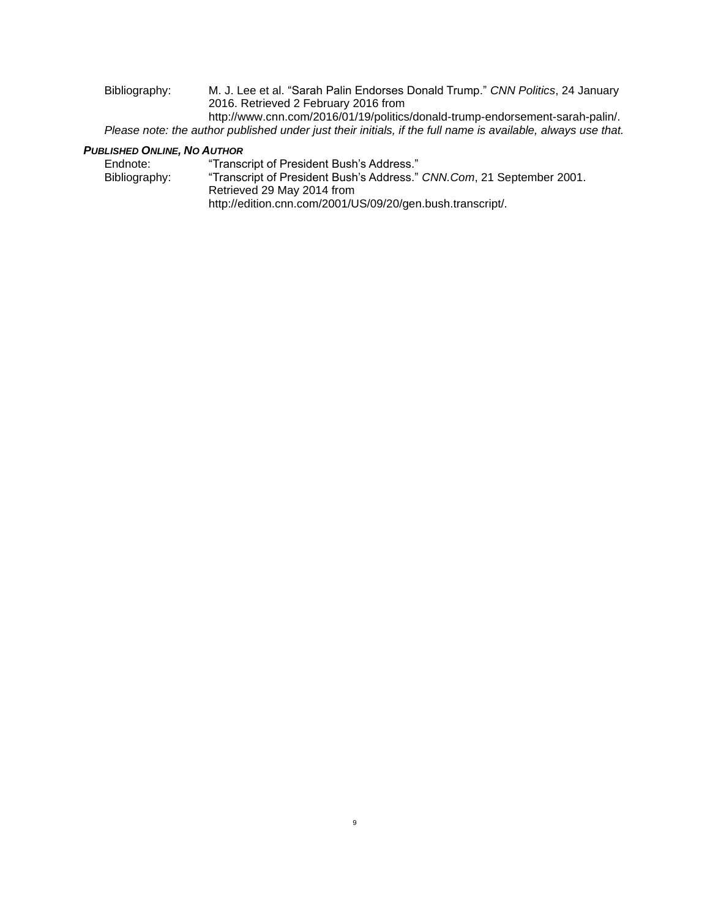Bibliography: M. J. Lee et al. "Sarah Palin Endorses Donald Trump." *CNN Politics*, 24 January 2016. Retrieved 2 February 2016 from http://www.cnn.com/2016/01/19/politics/donald-trump-endorsement-sarah-palin/.

*Please note: the author published under just their initials, if the full name is available, always use that.*

***PUBLISHED ONLINE, NO AUTHOR***

Endnote: "Transcript of President Bush's Address."

Bibliography: "Transcript of President Bush's Address." *CNN.Com*, 21 September 2001. Retrieved 29 May 2014 from http://edition.cnn.com/2001/US/09/20/gen.bush.transcript/.